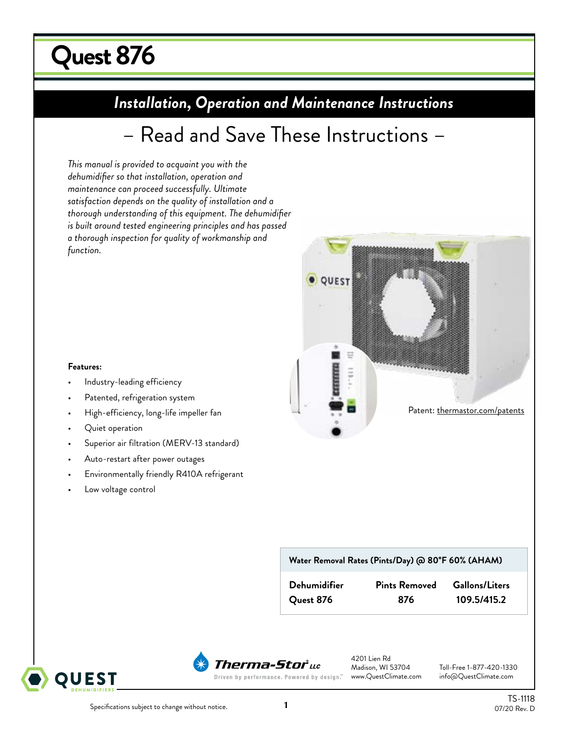# Quest 876

## *Installation, Operation and Maintenance Instructions*

### – Read and Save These Instructions –

*This manual is provided to acquaint you with the dehumidifier so that installation, operation and maintenance can proceed successfully. Ultimate satisfaction depends on the quality of installation and a thorough understanding of this equipment. The dehumidifier is built around tested engineering principles and has passed a thorough inspection for quality of workmanship and function.*

Patent: thermastor.com/patents

**Features:**

- Industry-leading efficiency
- Patented, refrigeration system
- High-efficiency, long-life impeller fan
- Quiet operation
- Superior air filtration (MERV-13 standard)
- Auto-restart after power outages
- Environmentally friendly R410A refrigerant
- Low voltage control

| Water Removal Rates (Pints/Day) @ 80°F 60% (AHAM) | | |
|---|---|---|
| **Dehumidifier** | **Pints Removed** | **Gallons/Liters** |
| **Quest 876** | **876** | **109.5/415.2** |

Therma-Stor LLC
Driven by performance. Powered by design.™

4201 Lien Rd
Madison, WI 53704
www.QuestClimate.com

Toll-Free 1-877-420-1330
info@QuestClimate.com

Specifications subject to change without notice.

TS-1118
07/20 Rev. D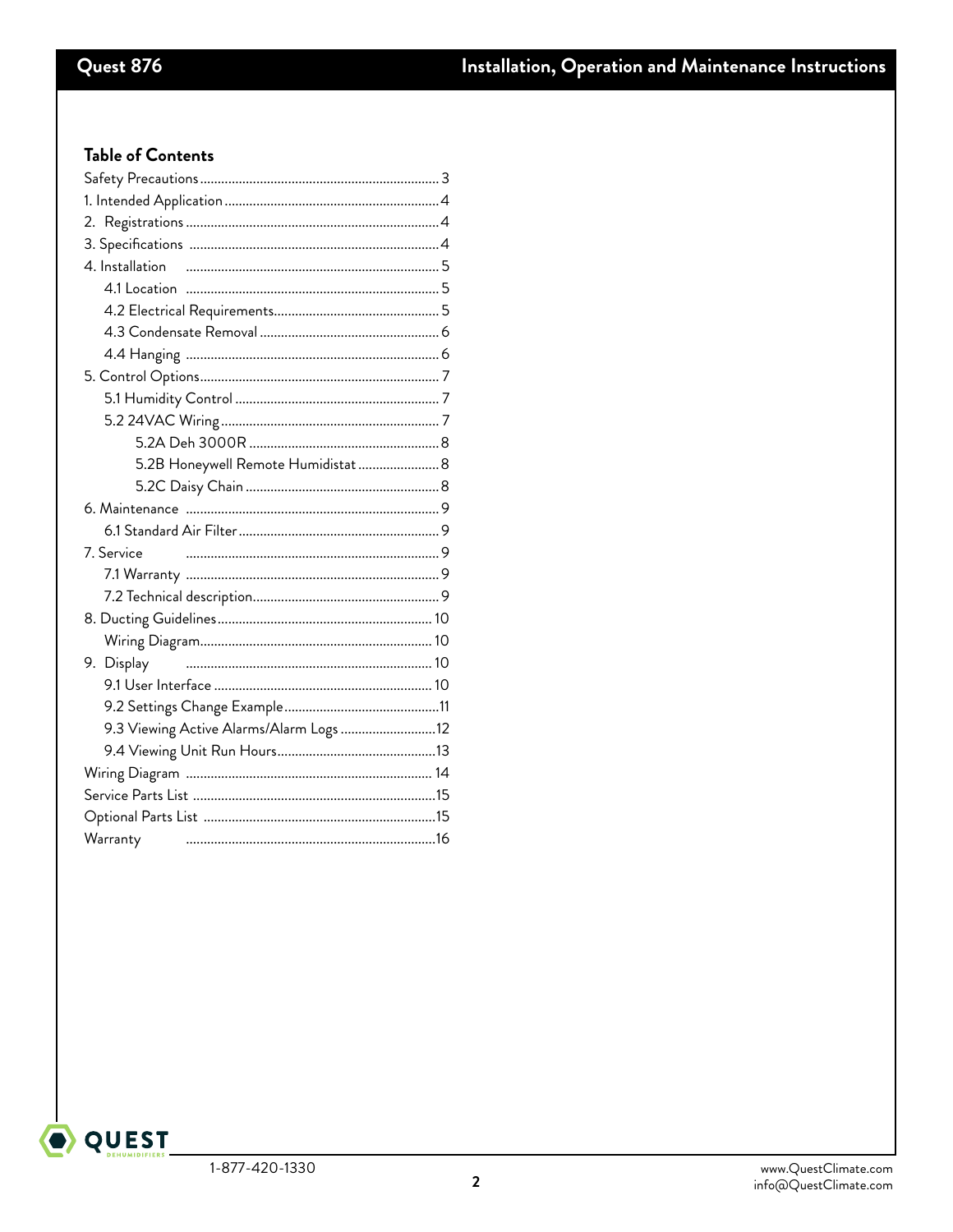## Table of Contents

- Safety Precautions ........ 3
- 1. Intended Application ........ 4
- 2. Registrations ........ 4
- 3. Specifications ........ 4
- 4. Installation ........ 5
  - 4.1 Location ........ 5
  - 4.2 Electrical Requirements ........ 5
  - 4.3 Condensate Removal ........ 6
  - 4.4 Hanging ........ 6
- 5. Control Options ........ 7
  - 5.1 Humidity Control ........ 7
  - 5.2 24VAC Wiring ........ 7
    - 5.2A Deh 3000R ........ 8
    - 5.2B Honeywell Remote Humidistat ........ 8
    - 5.2C Daisy Chain ........ 8
- 6. Maintenance ........ 9
  - 6.1 Standard Air Filter ........ 9
- 7. Service ........ 9
  - 7.1 Warranty ........ 9
  - 7.2 Technical description ........ 9
- 8. Ducting Guidelines ........ 10
  - Wiring Diagram ........ 10
- 9. Display ........ 10
  - 9.1 User Interface ........ 10
  - 9.2 Settings Change Example ........ 11
  - 9.3 Viewing Active Alarms/Alarm Logs ........ 12
  - 9.4 Viewing Unit Run Hours ........ 13
- Wiring Diagram ........ 14
- Service Parts List ........ 15
- Optional Parts List ........ 15
- Warranty ........ 16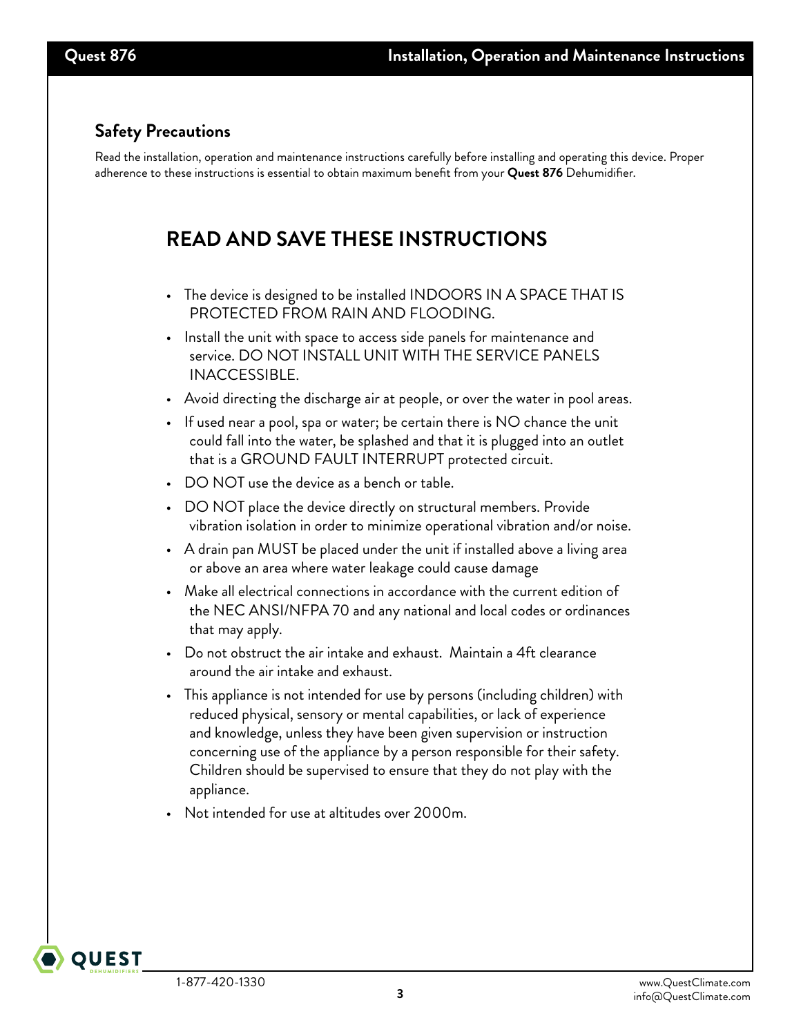## Safety Precautions

Read the installation, operation and maintenance instructions carefully before installing and operating this device. Proper adherence to these instructions is essential to obtain maximum benefit from your **Quest 876** Dehumidifier.

# READ AND SAVE THESE INSTRUCTIONS

- The device is designed to be installed INDOORS IN A SPACE THAT IS PROTECTED FROM RAIN AND FLOODING.
- Install the unit with space to access side panels for maintenance and service. DO NOT INSTALL UNIT WITH THE SERVICE PANELS INACCESSIBLE.
- Avoid directing the discharge air at people, or over the water in pool areas.
- If used near a pool, spa or water; be certain there is NO chance the unit could fall into the water, be splashed and that it is plugged into an outlet that is a GROUND FAULT INTERRUPT protected circuit.
- DO NOT use the device as a bench or table.
- DO NOT place the device directly on structural members. Provide vibration isolation in order to minimize operational vibration and/or noise.
- A drain pan MUST be placed under the unit if installed above a living area or above an area where water leakage could cause damage
- Make all electrical connections in accordance with the current edition of the NEC ANSI/NFPA 70 and any national and local codes or ordinances that may apply.
- Do not obstruct the air intake and exhaust. Maintain a 4ft clearance around the air intake and exhaust.
- This appliance is not intended for use by persons (including children) with reduced physical, sensory or mental capabilities, or lack of experience and knowledge, unless they have been given supervision or instruction concerning use of the appliance by a person responsible for their safety. Children should be supervised to ensure that they do not play with the appliance.
- Not intended for use at altitudes over 2000m.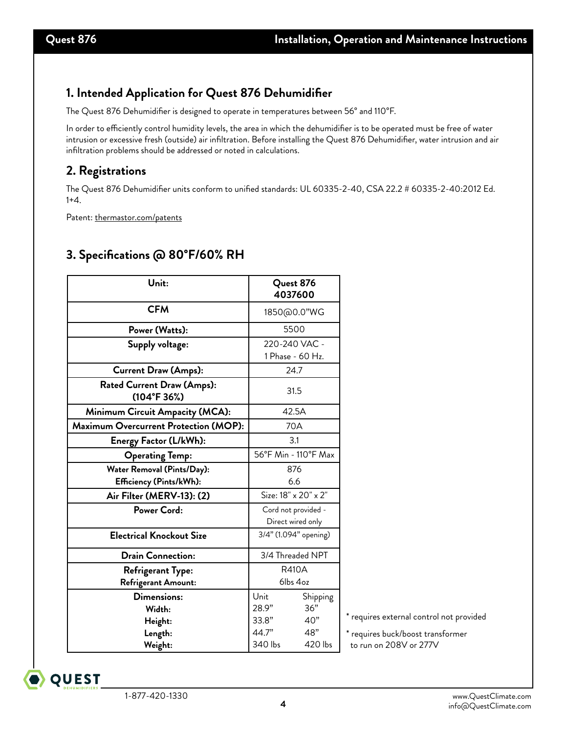## 1. Intended Application for Quest 876 Dehumidifier

The Quest 876 Dehumidifier is designed to operate in temperatures between 56° and 110°F.

In order to efficiently control humidity levels, the area in which the dehumidifier is to be operated must be free of water intrusion or excessive fresh (outside) air infiltration. Before installing the Quest 876 Dehumidifier, water intrusion and air infiltration problems should be addressed or noted in calculations.

## 2. Registrations

The Quest 876 Dehumidifier units conform to unified standards: UL 60335-2-40, CSA 22.2 # 60335-2-40:2012 Ed. 1+4.

Patent: thermastor.com/patents

## 3. Specifications @ 80°F/60% RH

| Unit: | Quest 876 4037600 | |
|---|---|---|
| **CFM** | 1850@0.0"WG | |
| **Power (Watts):** | 5500 | |
| **Supply voltage:** | 220-240 VAC - 1 Phase - 60 Hz. | |
| **Current Draw (Amps):** | 24.7 | |
| **Rated Current Draw (Amps): (104°F 36%)** | 31.5 | |
| **Minimum Circuit Ampacity (MCA):** | 42.5A | |
| **Maximum Overcurrent Protection (MOP):** | 70A | |
| **Energy Factor (L/kWh):** | 3.1 | |
| **Operating Temp:** | 56°F Min - 110°F Max | |
| **Water Removal (Pints/Day):** | 876 | |
| **Efficiency (Pints/kWh):** | 6.6 | |
| **Air Filter (MERV-13): (2)** | Size: 18" x 20" x 2" | |
| **Power Cord:** | Cord not provided - Direct wired only | |
| **Electrical Knockout Size** | 3/4" (1.094" opening) | |
| **Drain Connection:** | 3/4 Threaded NPT | |
| **Refrigerant Type:** | R410A | |
| **Refrigerant Amount:** | 6lbs 4oz | |
| **Dimensions:** | Unit | Shipping |
| **Width:** | 28.9" | 36" |
| **Height:** | 33.8" | 40" |
| **Length:** | 44.7" | 48" |
| **Weight:** | 340 lbs | 420 lbs |

* requires external control not provided

* requires buck/boost transformer to run on 208V or 277V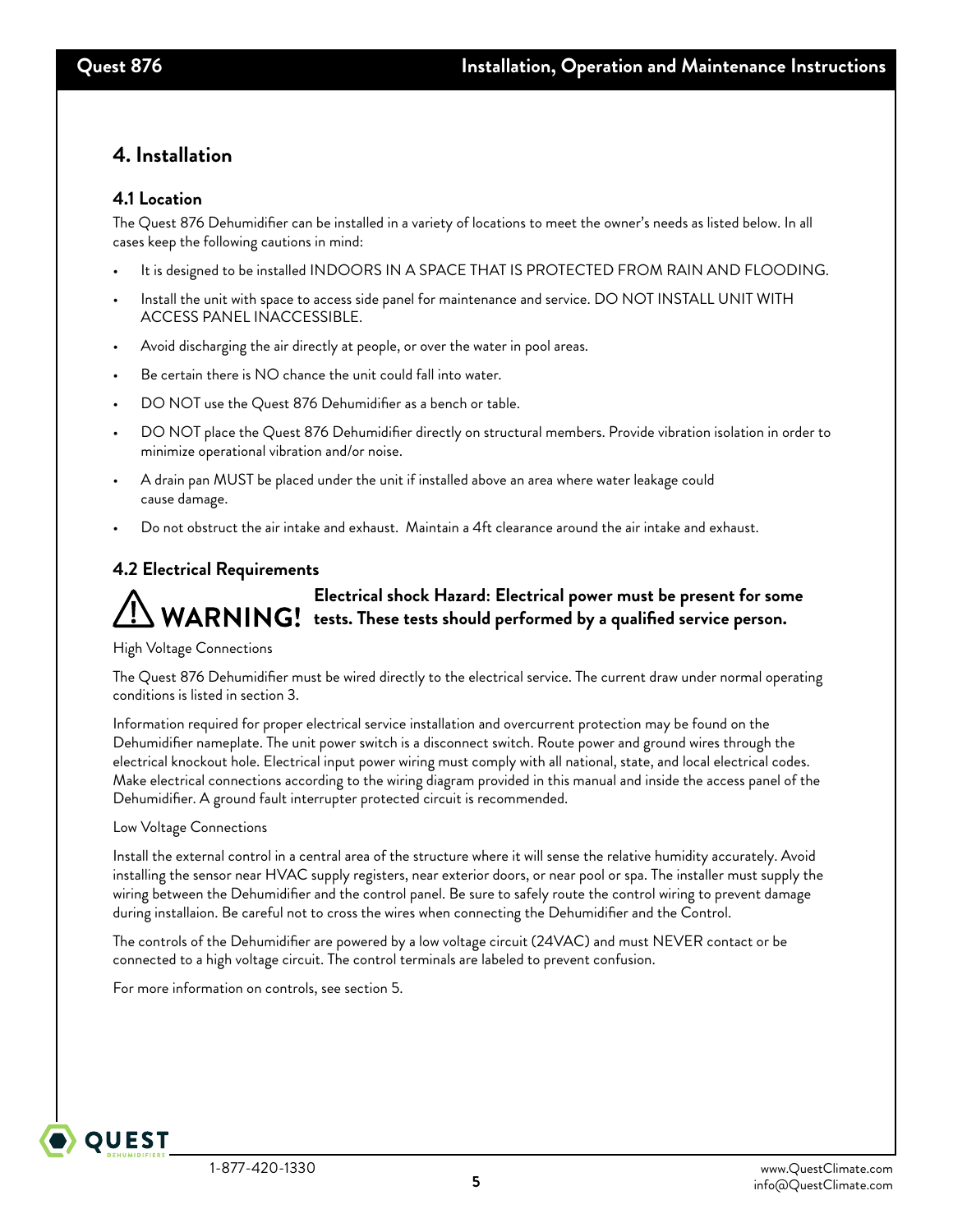# 4. Installation

## 4.1 Location

The Quest 876 Dehumidifier can be installed in a variety of locations to meet the owner's needs as listed below. In all cases keep the following cautions in mind:

- It is designed to be installed INDOORS IN A SPACE THAT IS PROTECTED FROM RAIN AND FLOODING.
- Install the unit with space to access side panel for maintenance and service. DO NOT INSTALL UNIT WITH ACCESS PANEL INACCESSIBLE.
- Avoid discharging the air directly at people, or over the water in pool areas.
- Be certain there is NO chance the unit could fall into water.
- DO NOT use the Quest 876 Dehumidifier as a bench or table.
- DO NOT place the Quest 876 Dehumidifier directly on structural members. Provide vibration isolation in order to minimize operational vibration and/or noise.
- A drain pan MUST be placed under the unit if installed above an area where water leakage could cause damage.
- Do not obstruct the air intake and exhaust. Maintain a 4ft clearance around the air intake and exhaust.

## 4.2 Electrical Requirements

**⚠ WARNING! Electrical shock Hazard: Electrical power must be present for some tests. These tests should performed by a qualified service person.**

High Voltage Connections

The Quest 876 Dehumidifier must be wired directly to the electrical service. The current draw under normal operating conditions is listed in section 3.

Information required for proper electrical service installation and overcurrent protection may be found on the Dehumidifier nameplate. The unit power switch is a disconnect switch. Route power and ground wires through the electrical knockout hole. Electrical input power wiring must comply with all national, state, and local electrical codes. Make electrical connections according to the wiring diagram provided in this manual and inside the access panel of the Dehumidifier. A ground fault interrupter protected circuit is recommended.

Low Voltage Connections

Install the external control in a central area of the structure where it will sense the relative humidity accurately. Avoid installing the sensor near HVAC supply registers, near exterior doors, or near pool or spa. The installer must supply the wiring between the Dehumidifier and the control panel. Be sure to safely route the control wiring to prevent damage during installaion. Be careful not to cross the wires when connecting the Dehumidifier and the Control.

The controls of the Dehumidifier are powered by a low voltage circuit (24VAC) and must NEVER contact or be connected to a high voltage circuit. The control terminals are labeled to prevent confusion.

For more information on controls, see section 5.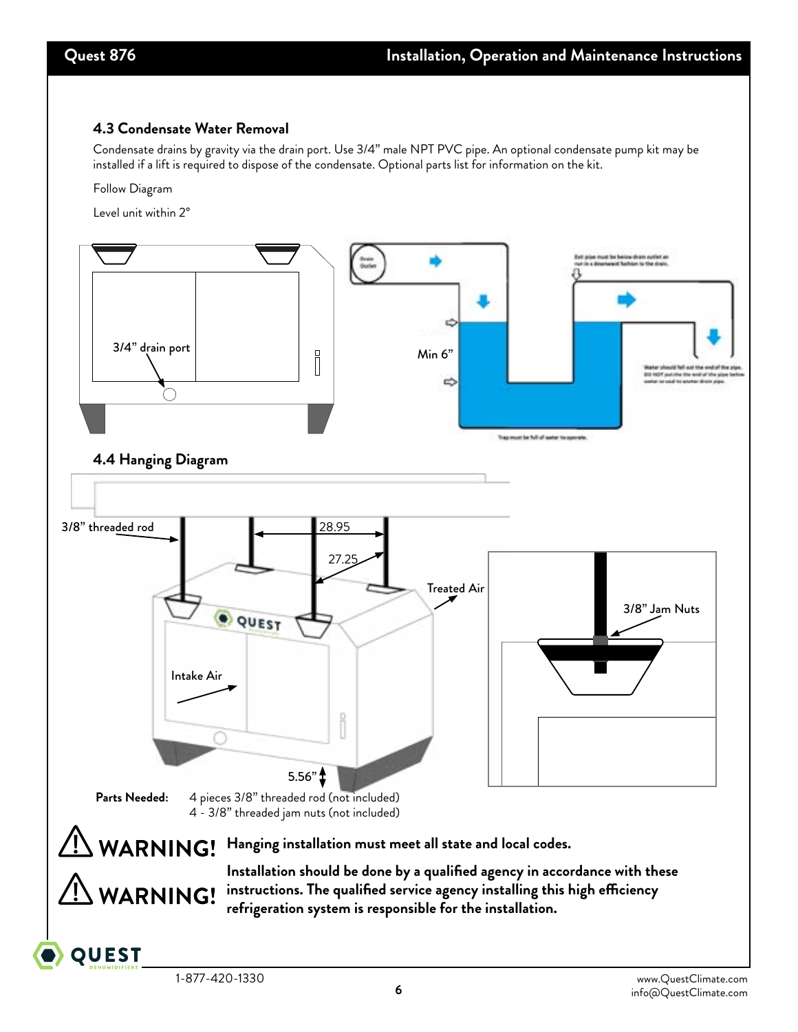## 4.3 Condensate Water Removal

Condensate drains by gravity via the drain port. Use 3/4" male NPT PVC pipe. An optional condensate pump kit may be installed if a lift is required to dispose of the condensate. Optional parts list for information on the kit.

Follow Diagram

Level unit within 2°

## 4.4 Hanging Diagram

**Parts Needed:** 4 pieces 3/8" threaded rod (not included)
4 - 3/8" threaded jam nuts (not included)

⚠ **WARNING! Hanging installation must meet all state and local codes.**

⚠ **WARNING! Installation should be done by a qualified agency in accordance with these instructions. The qualified service agency installing this high efficiency refrigeration system is responsible for the installation.**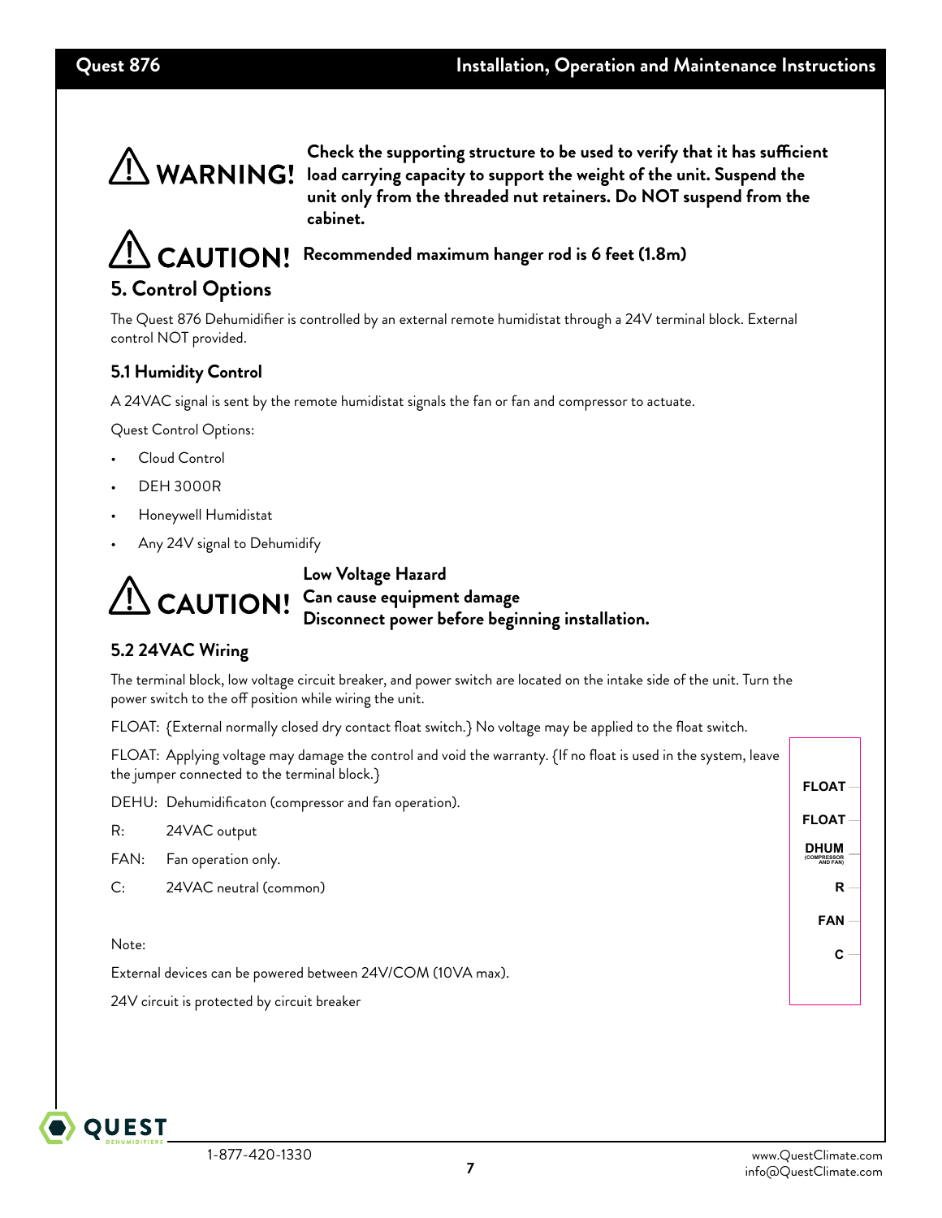**⚠ WARNING!** **Check the supporting structure to be used to verify that it has sufficient load carrying capacity to support the weight of the unit. Suspend the unit only from the threaded nut retainers. Do NOT suspend from the cabinet.**

**⚠ CAUTION!** **Recommended maximum hanger rod is 6 feet (1.8m)**

## 5. Control Options

The Quest 876 Dehumidifier is controlled by an external remote humidistat through a 24V terminal block. External control NOT provided.

### 5.1 Humidity Control

A 24VAC signal is sent by the remote humidistat signals the fan or fan and compressor to actuate.

Quest Control Options:

- Cloud Control
- DEH 3000R
- Honeywell Humidistat
- Any 24V signal to Dehumidify

**⚠ CAUTION!** **Low Voltage Hazard**
**Can cause equipment damage**
**Disconnect power before beginning installation.**

### 5.2 24VAC Wiring

The terminal block, low voltage circuit breaker, and power switch are located on the intake side of the unit. Turn the power switch to the off position while wiring the unit.

FLOAT: {External normally closed dry contact float switch.} No voltage may be applied to the float switch.

FLOAT: Applying voltage may damage the control and void the warranty. {If no float is used in the system, leave the jumper connected to the terminal block.}

DEHU: Dehumidificaton (compressor and fan operation).

R: 24VAC output

FAN: Fan operation only.

C: 24VAC neutral (common)

FLOAT
FLOAT
DHUM (COMPRESSOR AND FAN)
R
FAN
C

Note:

External devices can be powered between 24V/COM (10VA max).

24V circuit is protected by circuit breaker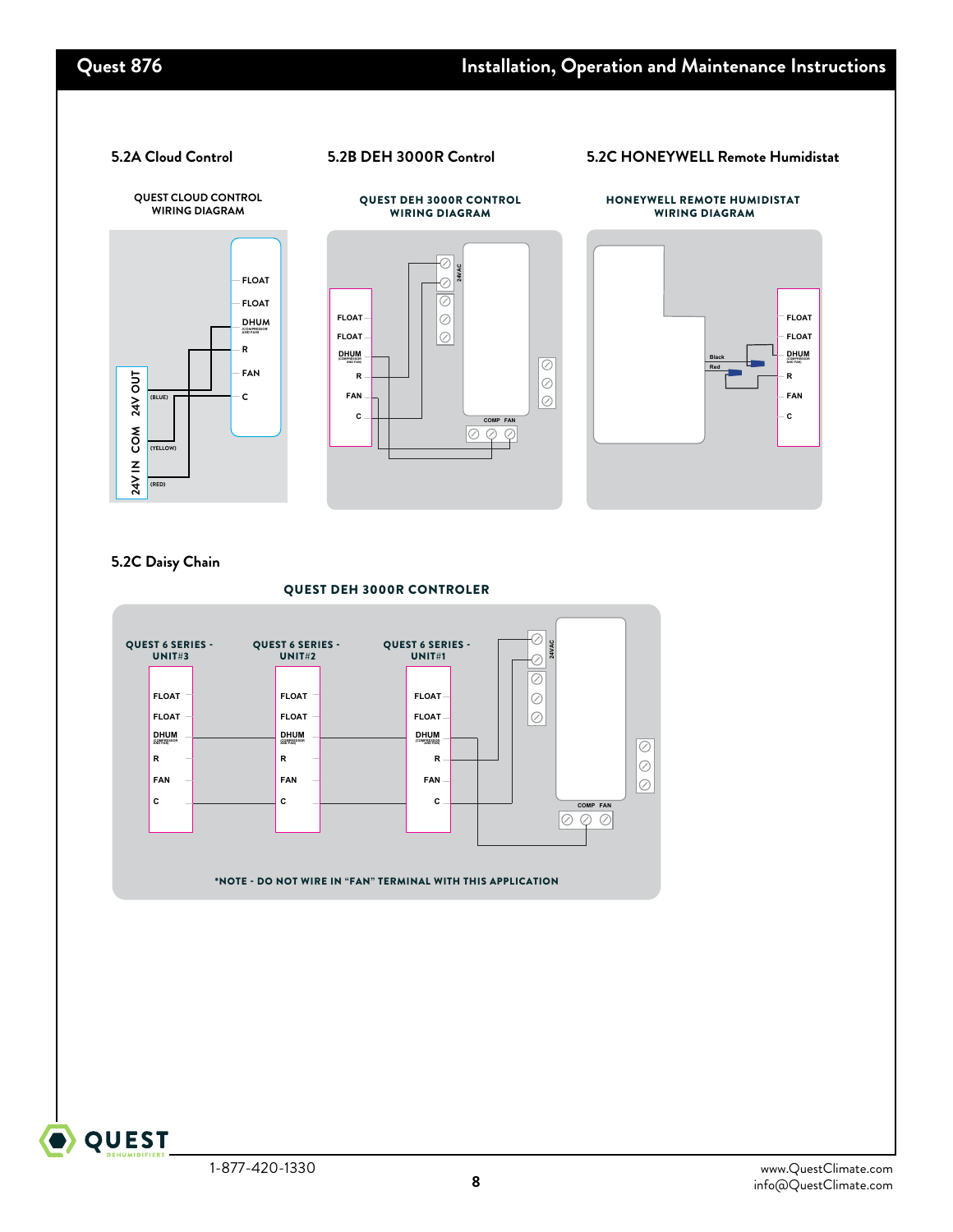### 5.2A Cloud Control

QUEST CLOUD CONTROL
WIRING DIAGRAM

FLOAT
FLOAT
DHUM (COMPRESSOR AND FAN)
R
FAN
C

24V OUT (BLUE)
COM (YELLOW)
24V IN (RED)

### 5.2B DEH 3000R Control

QUEST DEH 3000R CONTROL
WIRING DIAGRAM

FLOAT
FLOAT
DHUM (COMPRESSOR AND FAN)
R
FAN
C

24VAC
COMP FAN

### 5.2C HONEYWELL Remote Humidistat

HONEYWELL REMOTE HUMIDISTAT
WIRING DIAGRAM

Black
Red

FLOAT
FLOAT
DHUM (COMPRESSOR AND FAN)
R
FAN
C

### 5.2C Daisy Chain

QUEST DEH 3000R CONTROLER

QUEST 6 SERIES - UNIT#3
QUEST 6 SERIES - UNIT#2
QUEST 6 SERIES - UNIT#1

FLOAT
FLOAT
DHUM (COMPRESSOR AND FAN)
R
FAN
C

24VAC
COMP FAN

*NOTE - DO NOT WIRE IN "FAN" TERMINAL WITH THIS APPLICATION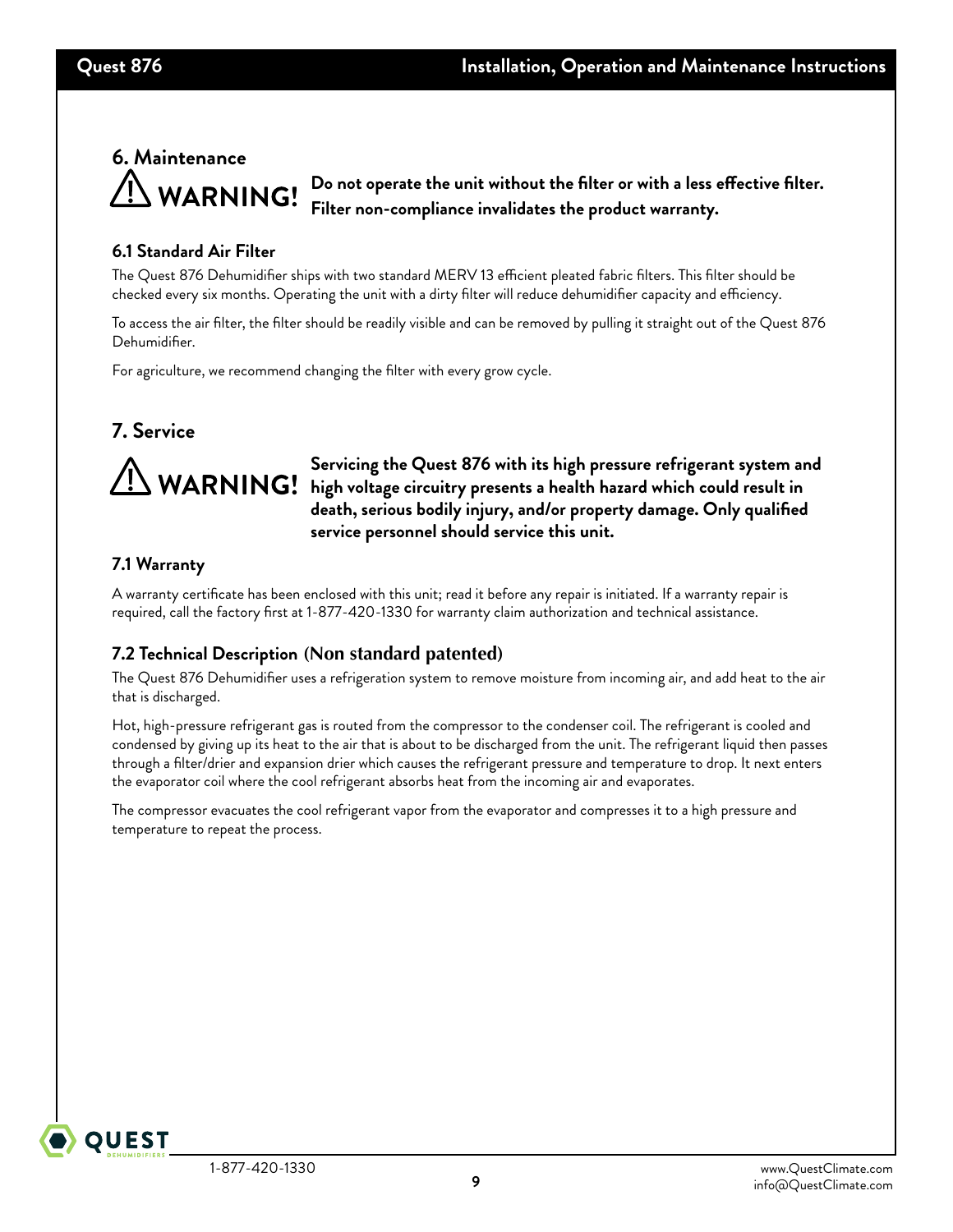## 6. Maintenance

⚠ **WARNING!** **Do not operate the unit without the filter or with a less effective filter. Filter non-compliance invalidates the product warranty.**

### 6.1 Standard Air Filter

The Quest 876 Dehumidifier ships with two standard MERV 13 efficient pleated fabric filters. This filter should be checked every six months. Operating the unit with a dirty filter will reduce dehumidifier capacity and efficiency.

To access the air filter, the filter should be readily visible and can be removed by pulling it straight out of the Quest 876 Dehumidifier.

For agriculture, we recommend changing the filter with every grow cycle.

## 7. Service

⚠ **WARNING!** **Servicing the Quest 876 with its high pressure refrigerant system and high voltage circuitry presents a health hazard which could result in death, serious bodily injury, and/or property damage. Only qualified service personnel should service this unit.**

### 7.1 Warranty

A warranty certificate has been enclosed with this unit; read it before any repair is initiated. If a warranty repair is required, call the factory first at 1-877-420-1330 for warranty claim authorization and technical assistance.

### 7.2 Technical Description (Non standard patented)

The Quest 876 Dehumidifier uses a refrigeration system to remove moisture from incoming air, and add heat to the air that is discharged.

Hot, high-pressure refrigerant gas is routed from the compressor to the condenser coil. The refrigerant is cooled and condensed by giving up its heat to the air that is about to be discharged from the unit. The refrigerant liquid then passes through a filter/drier and expansion drier which causes the refrigerant pressure and temperature to drop. It next enters the evaporator coil where the cool refrigerant absorbs heat from the incoming air and evaporates.

The compressor evacuates the cool refrigerant vapor from the evaporator and compresses it to a high pressure and temperature to repeat the process.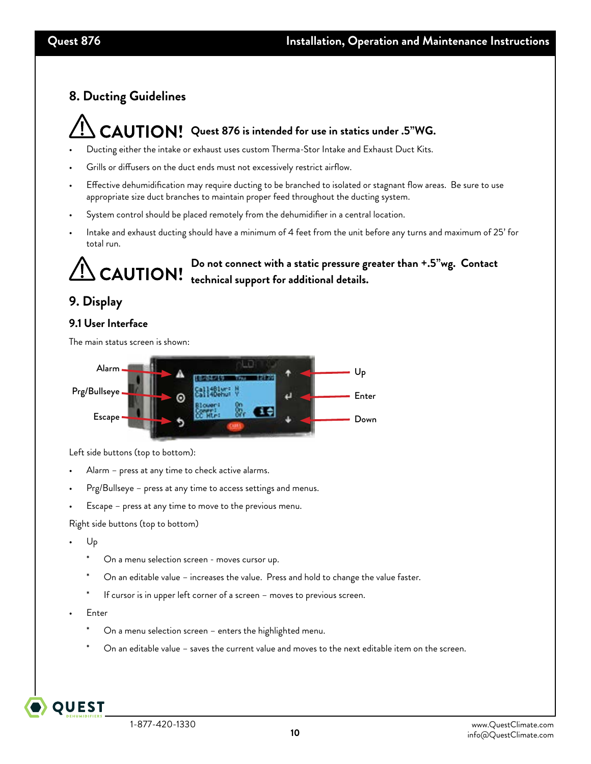## 8. Ducting Guidelines

⚠ **CAUTION! Quest 876 is intended for use in statics under .5"WG.**

- Ducting either the intake or exhaust uses custom Therma-Stor Intake and Exhaust Duct Kits.
- Grills or diffusers on the duct ends must not excessively restrict airflow.
- Effective dehumidification may require ducting to be branched to isolated or stagnant flow areas. Be sure to use appropriate size duct branches to maintain proper feed throughout the ducting system.
- System control should be placed remotely from the dehumidifier in a central location.
- Intake and exhaust ducting should have a minimum of 4 feet from the unit before any turns and maximum of 25' for total run.

⚠ **CAUTION! Do not connect with a static pressure greater than +.5"wg. Contact technical support for additional details.**

## 9. Display

### 9.1 User Interface

The main status screen is shown:

Alarm, Prg/Bullseye, Escape, Up, Enter, Down

Left side buttons (top to bottom):

- Alarm – press at any time to check active alarms.
- Prg/Bullseye – press at any time to access settings and menus.
- Escape – press at any time to move to the previous menu.

Right side buttons (top to bottom)

- Up
  - On a menu selection screen - moves cursor up.
  - On an editable value – increases the value. Press and hold to change the value faster.
  - If cursor is in upper left corner of a screen – moves to previous screen.
- Enter
  - On a menu selection screen – enters the highlighted menu.
  - On an editable value – saves the current value and moves to the next editable item on the screen.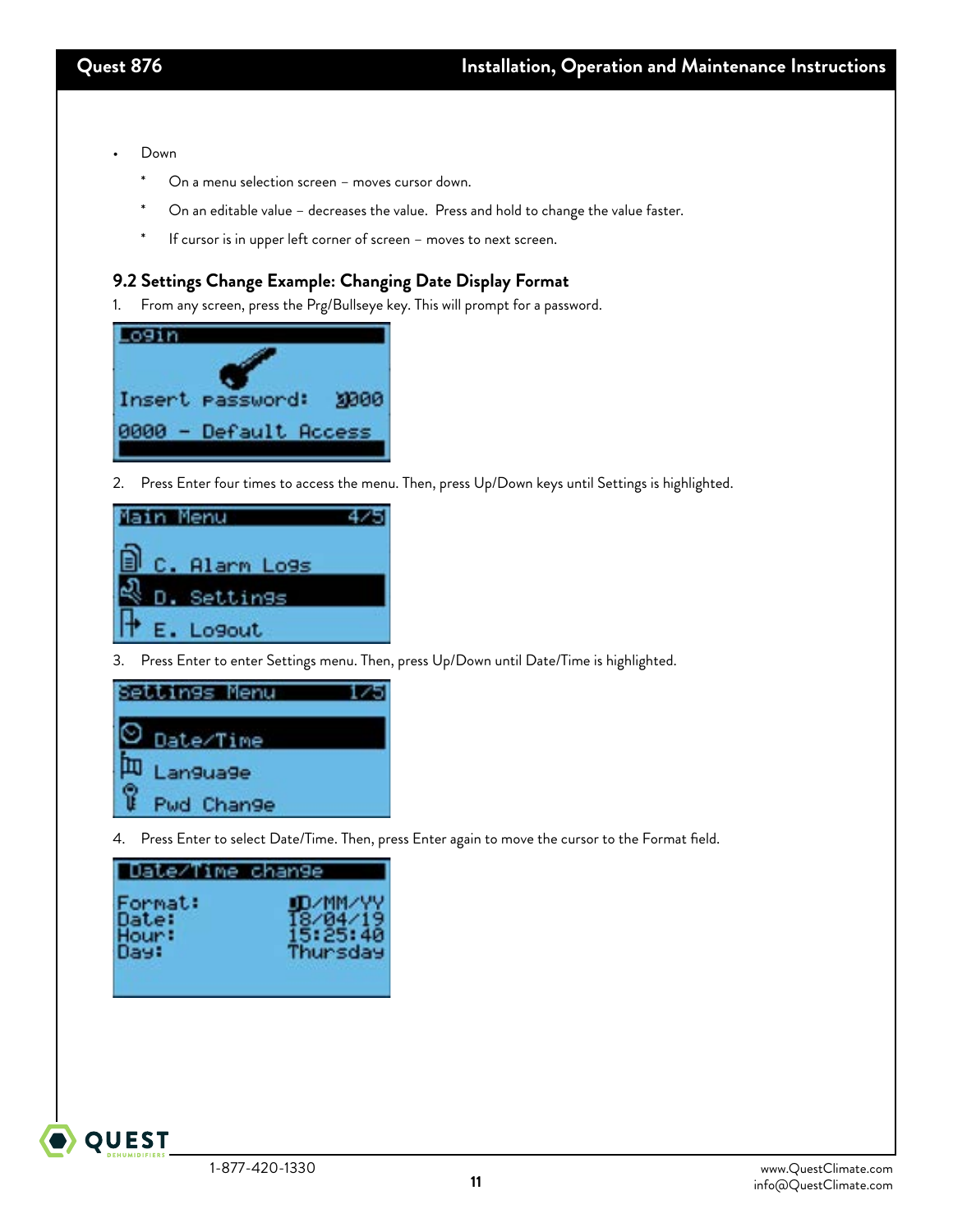- Down
  - On a menu selection screen – moves cursor down.
  - On an editable value – decreases the value. Press and hold to change the value faster.
  - If cursor is in upper left corner of screen – moves to next screen.

### 9.2 Settings Change Example: Changing Date Display Format

1. From any screen, press the Prg/Bullseye key. This will prompt for a password.

```
Login
Insert password: 0000
0000 - Default Access
```

2. Press Enter four times to access the menu. Then, press Up/Down keys until Settings is highlighted.

```
Main Menu          4/5
C. Alarm Logs
D. Settings
E. Logout
```

3. Press Enter to enter Settings menu. Then, press Up/Down until Date/Time is highlighted.

```
Settings Menu      1/5
Date/Time
Language
Pwd Change
```

4. Press Enter to select Date/Time. Then, press Enter again to move the cursor to the Format field.

```
Date/Time change
Format:      DD/MM/YY
Date:        18/04/19
Hour:        15:25:40
Day:         Thursday
```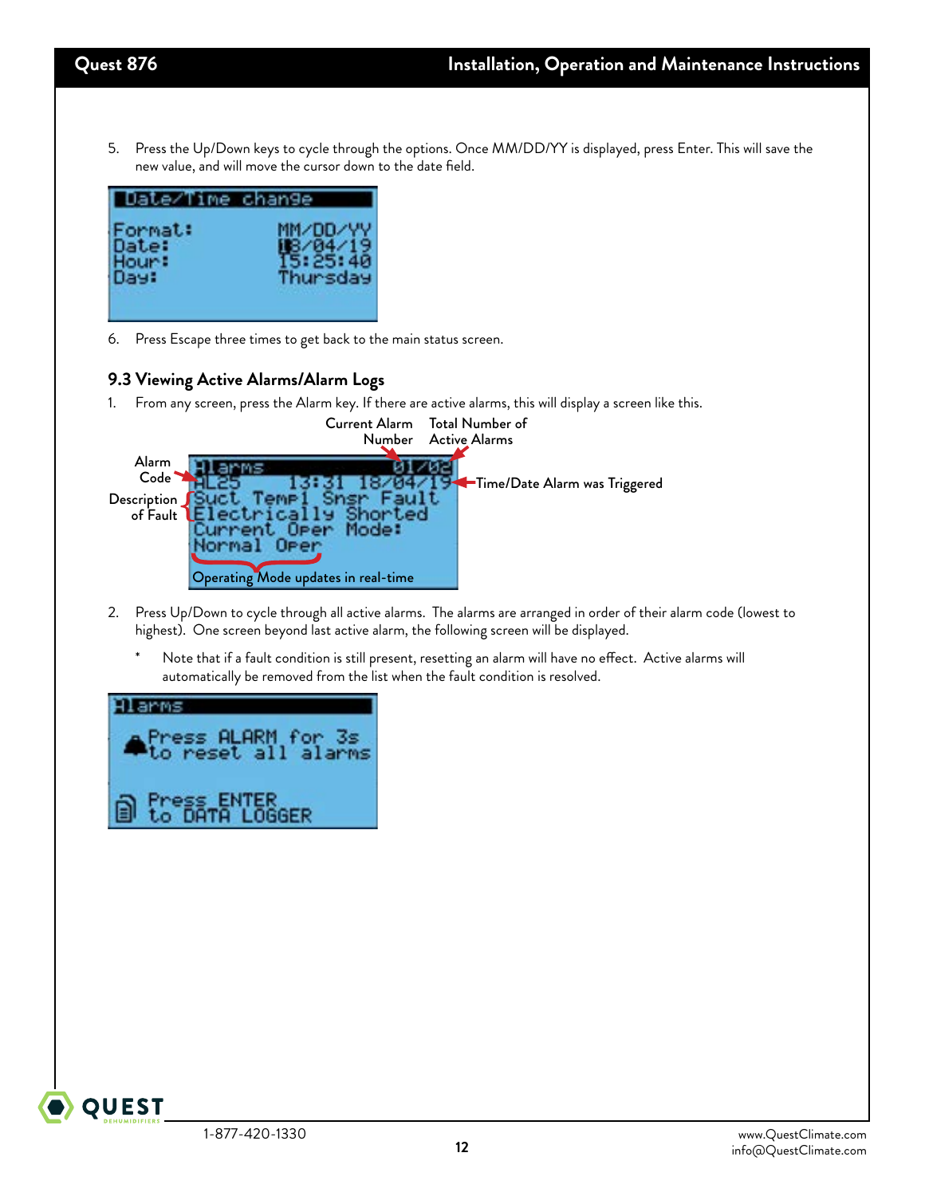5. Press the Up/Down keys to cycle through the options. Once MM/DD/YY is displayed, press Enter. This will save the new value, and will move the cursor down to the date field.

```
Date/Time change

Format:        MM/DD/YY
Date:          18/04/19
Hour:          15:25:40
Day:           Thursday
```

6. Press Escape three times to get back to the main status screen.

## 9.3 Viewing Active Alarms/Alarm Logs

1. From any screen, press the Alarm key. If there are active alarms, this will display a screen like this.

```
Alarms                01/02
AL25     13:31 18/04/19
Suct Temp1 Snsr Fault
Electrically Shorted
Current Oper Mode:
Normal Oper
```

Labels: Alarm Code; Description of Fault; Current Alarm Number; Total Number of Active Alarms; Time/Date Alarm was Triggered; Operating Mode updates in real-time

2. Press Up/Down to cycle through all active alarms. The alarms are arranged in order of their alarm code (lowest to highest). One screen beyond last active alarm, the following screen will be displayed.

   * Note that if a fault condition is still present, resetting an alarm will have no effect. Active alarms will automatically be removed from the list when the fault condition is resolved.

```
Alarms

Press ALARM for 3s
to reset all alarms

Press ENTER
to DATA LOGGER
```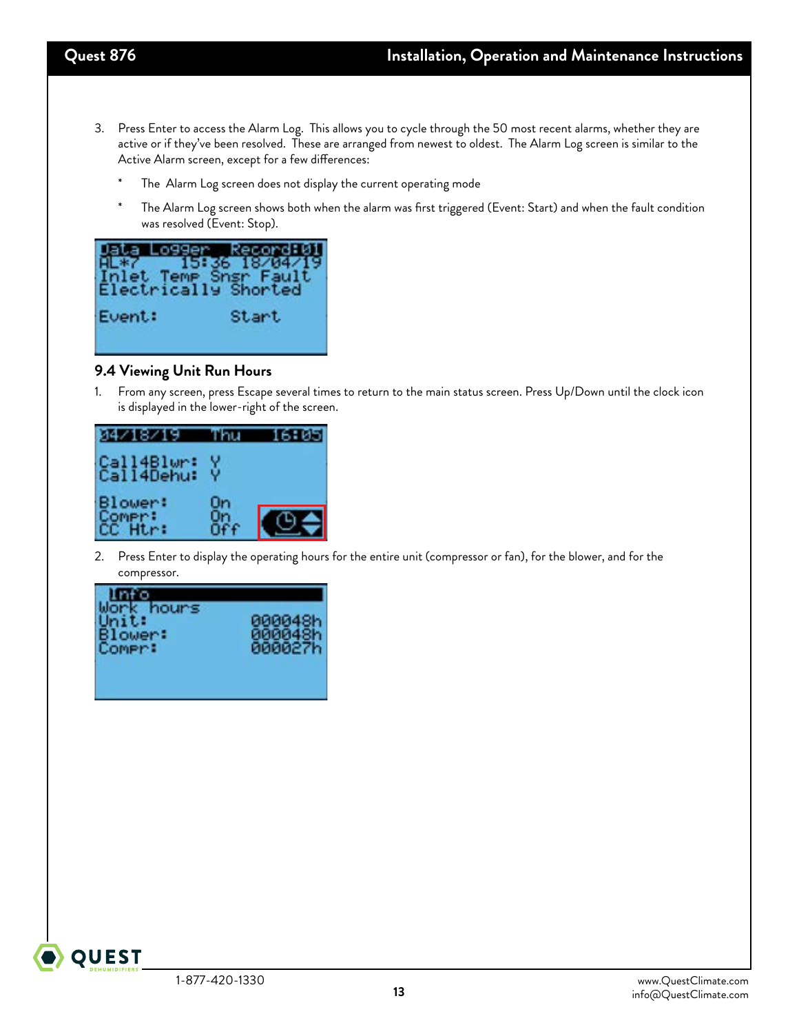3. Press Enter to access the Alarm Log. This allows you to cycle through the 50 most recent alarms, whether they are active or if they've been resolved. These are arranged from newest to oldest. The Alarm Log screen is similar to the Active Alarm screen, except for a few differences:

   * The Alarm Log screen does not display the current operating mode
   * The Alarm Log screen shows both when the alarm was first triggered (Event: Start) and when the fault condition was resolved (Event: Stop).

```
Data Logger   Record:01
AL*7    15:36 18/04/19
Inlet Temp Snsr Fault
Electrically Shorted

Event:          Start
```

## 9.4 Viewing Unit Run Hours

1. From any screen, press Escape several times to return to the main status screen. Press Up/Down until the clock icon is displayed in the lower-right of the screen.

```
04/18/19    Thu    16:05

Call4Blwr:  Y
Call4Dehu:  Y

Blower:     On
Compr:      On
CC Htr:     Off
```

2. Press Enter to display the operating hours for the entire unit (compressor or fan), for the blower, and for the compressor.

```
 Info
Work hours
Unit:            000048h
Blower:          000048h
Compr:           000027h
```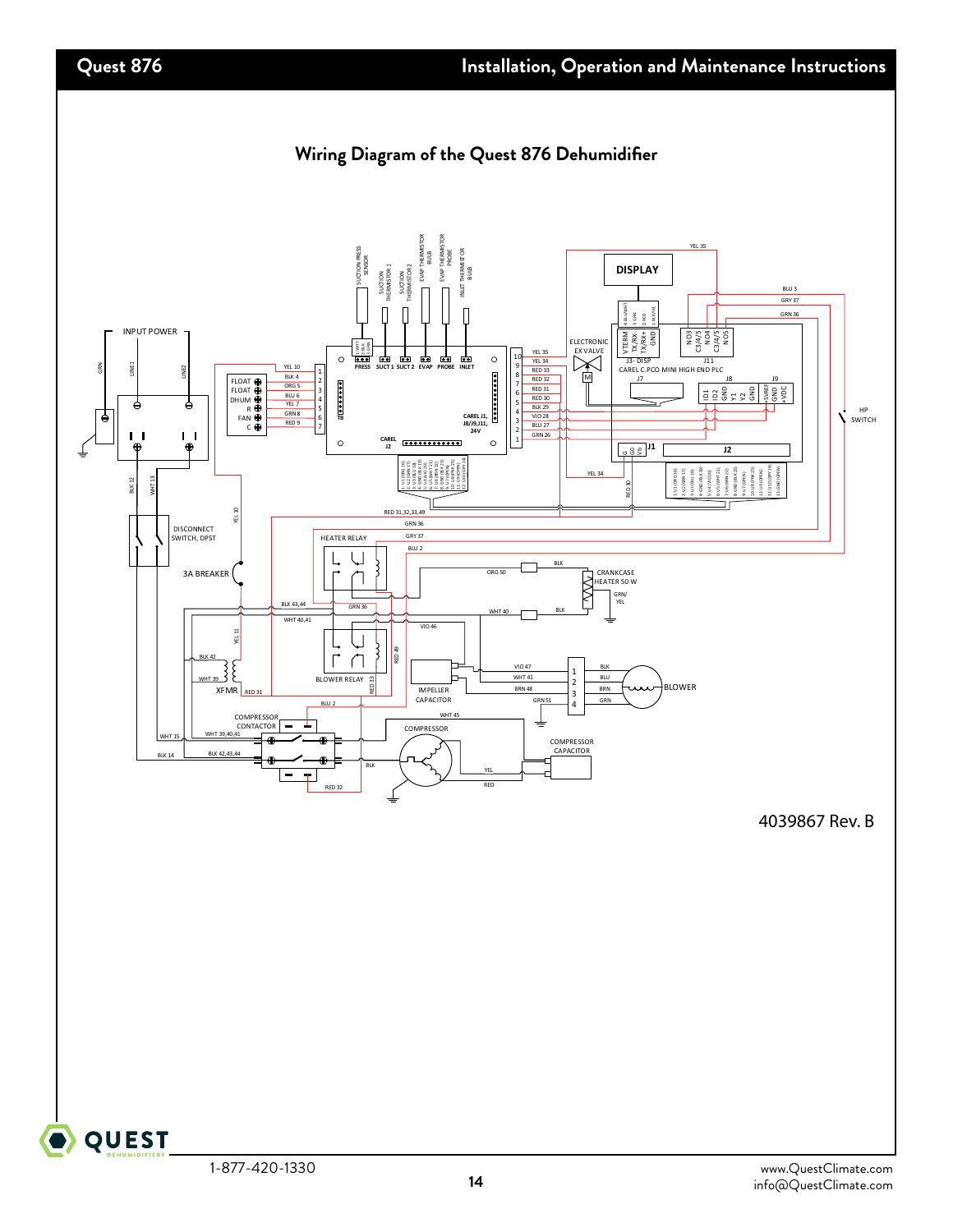## Wiring Diagram of the Quest 876 Dehumidifier

4039867 Rev. B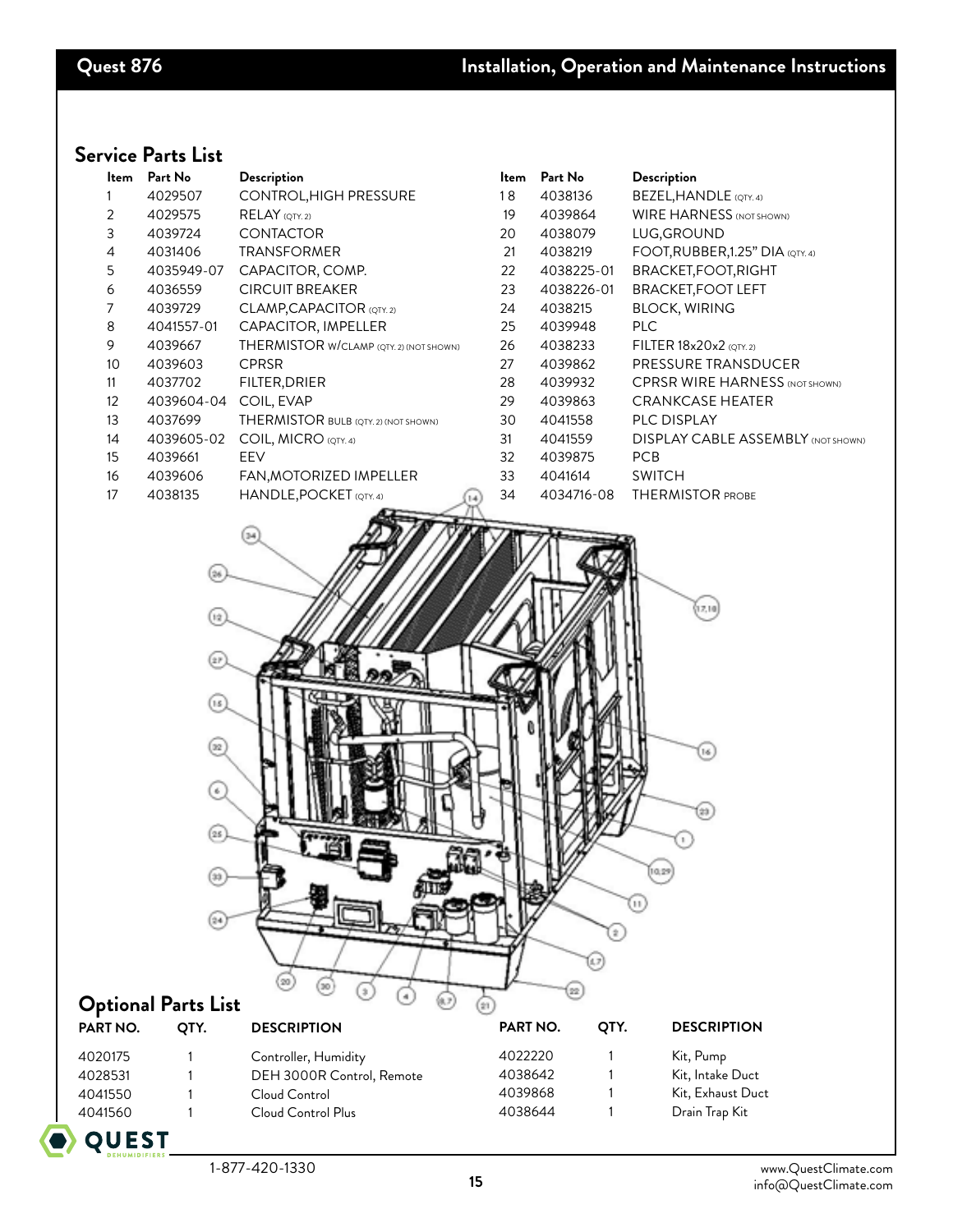## Service Parts List

| Item | Part No | Description | Item | Part No | Description |
|---|---|---|---|---|---|
| 1 | 4029507 | CONTROL,HIGH PRESSURE | 18 | 4038136 | BEZEL,HANDLE (QTY. 4) |
| 2 | 4029575 | RELAY (QTY. 2) | 19 | 4039864 | WIRE HARNESS (NOT SHOWN) |
| 3 | 4039724 | CONTACTOR | 20 | 4038079 | LUG,GROUND |
| 4 | 4031406 | TRANSFORMER | 21 | 4038219 | FOOT,RUBBER,1.25" DIA (QTY. 4) |
| 5 | 4035949-07 | CAPACITOR, COMP. | 22 | 4038225-01 | BRACKET,FOOT,RIGHT |
| 6 | 4036559 | CIRCUIT BREAKER | 23 | 4038226-01 | BRACKET,FOOT LEFT |
| 7 | 4039729 | CLAMP,CAPACITOR (QTY. 2) | 24 | 4038215 | BLOCK, WIRING |
| 8 | 4041557-01 | CAPACITOR, IMPELLER | 25 | 4039948 | PLC |
| 9 | 4039667 | THERMISTOR W/CLAMP (QTY. 2) (NOT SHOWN) | 26 | 4038233 | FILTER 18x20x2 (QTY. 2) |
| 10 | 4039603 | CPRSR | 27 | 4039862 | PRESSURE TRANSDUCER |
| 11 | 4037702 | FILTER,DRIER | 28 | 4039932 | CPRSR WIRE HARNESS (NOT SHOWN) |
| 12 | 4039604-04 | COIL, EVAP | 29 | 4039863 | CRANKCASE HEATER |
| 13 | 4037699 | THERMISTOR BULB (QTY. 2) (NOT SHOWN) | 30 | 4041558 | PLC DISPLAY |
| 14 | 4039605-02 | COIL, MICRO (QTY. 4) | 31 | 4041559 | DISPLAY CABLE ASSEMBLY (NOT SHOWN) |
| 15 | 4039661 | EEV | 32 | 4039875 | PCB |
| 16 | 4039606 | FAN,MOTORIZED IMPELLER | 33 | 4041614 | SWITCH |
| 17 | 4038135 | HANDLE,POCKET (QTY. 4) | 34 | 4034716-08 | THERMISTOR PROBE |

## Optional Parts List

| PART NO. | QTY. | DESCRIPTION | PART NO. | QTY. | DESCRIPTION |
|---|---|---|---|---|---|
| 4020175 | 1 | Controller, Humidity | 4022220 | 1 | Kit, Pump |
| 4028531 | 1 | DEH 3000R Control, Remote | 4038642 | 1 | Kit, Intake Duct |
| 4041550 | 1 | Cloud Control | 4039868 | 1 | Kit, Exhaust Duct |
| 4041560 | 1 | Cloud Control Plus | 4038644 | 1 | Drain Trap Kit |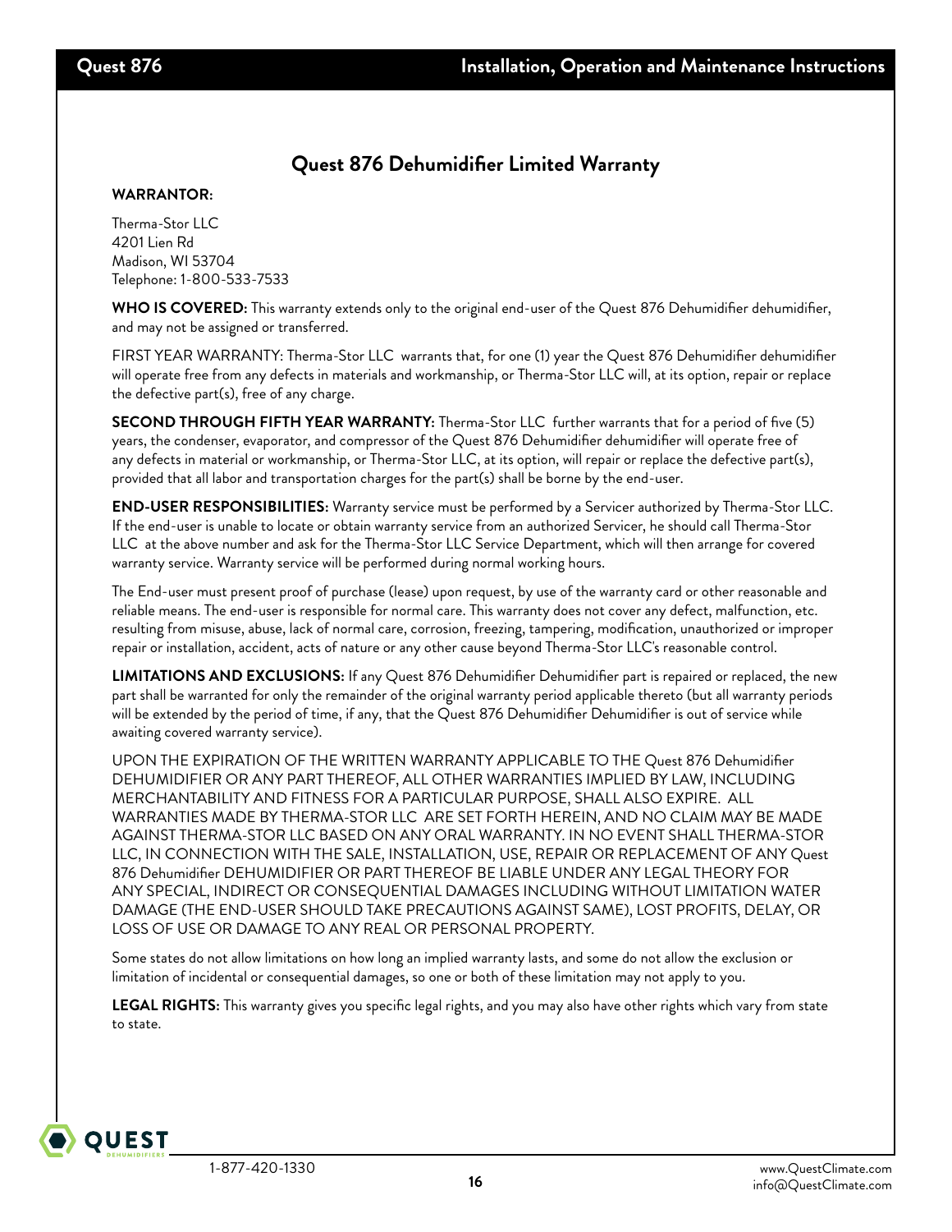# Quest 876 Dehumidifier Limited Warranty

**WARRANTOR:**

Therma-Stor LLC
4201 Lien Rd
Madison, WI 53704
Telephone: 1-800-533-7533

**WHO IS COVERED:** This warranty extends only to the original end-user of the Quest 876 Dehumidifier dehumidifier, and may not be assigned or transferred.

FIRST YEAR WARRANTY: Therma-Stor LLC warrants that, for one (1) year the Quest 876 Dehumidifier dehumidifier will operate free from any defects in materials and workmanship, or Therma-Stor LLC will, at its option, repair or replace the defective part(s), free of any charge.

**SECOND THROUGH FIFTH YEAR WARRANTY:** Therma-Stor LLC further warrants that for a period of five (5) years, the condenser, evaporator, and compressor of the Quest 876 Dehumidifier dehumidifier will operate free of any defects in material or workmanship, or Therma-Stor LLC, at its option, will repair or replace the defective part(s), provided that all labor and transportation charges for the part(s) shall be borne by the end-user.

**END-USER RESPONSIBILITIES:** Warranty service must be performed by a Servicer authorized by Therma-Stor LLC. If the end-user is unable to locate or obtain warranty service from an authorized Servicer, he should call Therma-Stor LLC at the above number and ask for the Therma-Stor LLC Service Department, which will then arrange for covered warranty service. Warranty service will be performed during normal working hours.

The End-user must present proof of purchase (lease) upon request, by use of the warranty card or other reasonable and reliable means. The end-user is responsible for normal care. This warranty does not cover any defect, malfunction, etc. resulting from misuse, abuse, lack of normal care, corrosion, freezing, tampering, modification, unauthorized or improper repair or installation, accident, acts of nature or any other cause beyond Therma-Stor LLC's reasonable control.

**LIMITATIONS AND EXCLUSIONS:** If any Quest 876 Dehumidifier Dehumidifier part is repaired or replaced, the new part shall be warranted for only the remainder of the original warranty period applicable thereto (but all warranty periods will be extended by the period of time, if any, that the Quest 876 Dehumidifier Dehumidifier is out of service while awaiting covered warranty service).

UPON THE EXPIRATION OF THE WRITTEN WARRANTY APPLICABLE TO THE Quest 876 Dehumidifier DEHUMIDIFIER OR ANY PART THEREOF, ALL OTHER WARRANTIES IMPLIED BY LAW, INCLUDING MERCHANTABILITY AND FITNESS FOR A PARTICULAR PURPOSE, SHALL ALSO EXPIRE. ALL WARRANTIES MADE BY THERMA-STOR LLC ARE SET FORTH HEREIN, AND NO CLAIM MAY BE MADE AGAINST THERMA-STOR LLC BASED ON ANY ORAL WARRANTY. IN NO EVENT SHALL THERMA-STOR LLC, IN CONNECTION WITH THE SALE, INSTALLATION, USE, REPAIR OR REPLACEMENT OF ANY Quest 876 Dehumidifier DEHUMIDIFIER OR PART THEREOF BE LIABLE UNDER ANY LEGAL THEORY FOR ANY SPECIAL, INDIRECT OR CONSEQUENTIAL DAMAGES INCLUDING WITHOUT LIMITATION WATER DAMAGE (THE END-USER SHOULD TAKE PRECAUTIONS AGAINST SAME), LOST PROFITS, DELAY, OR LOSS OF USE OR DAMAGE TO ANY REAL OR PERSONAL PROPERTY.

Some states do not allow limitations on how long an implied warranty lasts, and some do not allow the exclusion or limitation of incidental or consequential damages, so one or both of these limitation may not apply to you.

**LEGAL RIGHTS:** This warranty gives you specific legal rights, and you may also have other rights which vary from state to state.